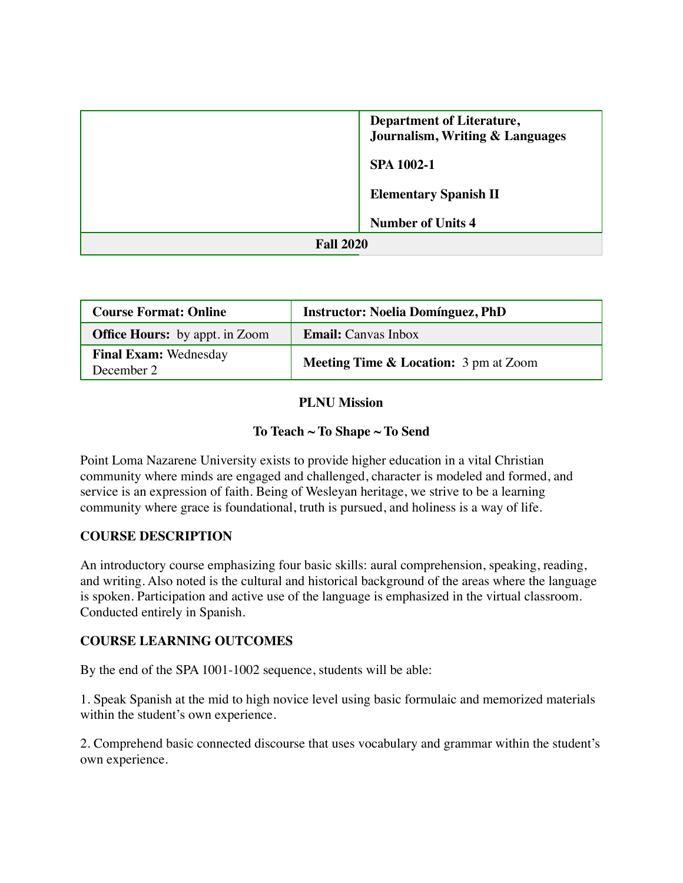| | Department of Literature, Journalism, Writing & Languages<br><br>SPA 1002-1<br><br>Elementary Spanish II<br><br>Number of Units 4 |
|---|---|
| **Fall 2020** | |

| **Course Format: Online** | **Instructor: Noelia Domínguez, PhD** |
|---|---|
| **Office Hours:** by appt. in Zoom | **Email:** Canvas Inbox |
| **Final Exam:** Wednesday December 2 | **Meeting Time & Location:** 3 pm at Zoom |

**PLNU Mission**

**To Teach ~ To Shape ~ To Send**

Point Loma Nazarene University exists to provide higher education in a vital Christian community where minds are engaged and challenged, character is modeled and formed, and service is an expression of faith. Being of Wesleyan heritage, we strive to be a learning community where grace is foundational, truth is pursued, and holiness is a way of life.

## COURSE DESCRIPTION

An introductory course emphasizing four basic skills: aural comprehension, speaking, reading, and writing. Also noted is the cultural and historical background of the areas where the language is spoken. Participation and active use of the language is emphasized in the virtual classroom. Conducted entirely in Spanish.

## COURSE LEARNING OUTCOMES

By the end of the SPA 1001-1002 sequence, students will be able:

1. Speak Spanish at the mid to high novice level using basic formulaic and memorized materials within the student's own experience.

2. Comprehend basic connected discourse that uses vocabulary and grammar within the student's own experience.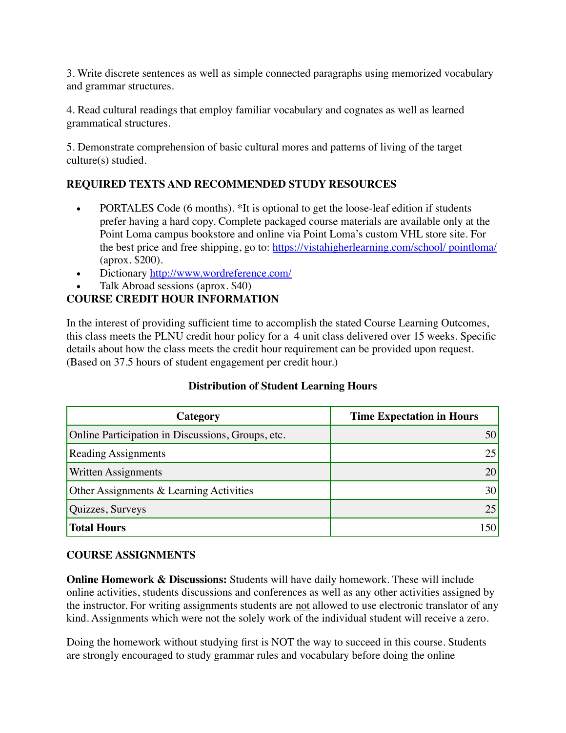3. Write discrete sentences as well as simple connected paragraphs using memorized vocabulary and grammar structures.

4. Read cultural readings that employ familiar vocabulary and cognates as well as learned grammatical structures.

5. Demonstrate comprehension of basic cultural mores and patterns of living of the target culture(s) studied.

**REQUIRED TEXTS AND RECOMMENDED STUDY RESOURCES**

- PORTALES Code (6 months). *It is optional to get the loose-leaf edition if students prefer having a hard copy. Complete packaged course materials are available only at the Point Loma campus bookstore and online via Point Loma's custom VHL store site. For the best price and free shipping, go to: https://vistahigherlearning.com/school/ pointloma/ (aprox. $200).
- Dictionary http://www.wordreference.com/
- Talk Abroad sessions (aprox. $40)

**COURSE CREDIT HOUR INFORMATION**

In the interest of providing sufficient time to accomplish the stated Course Learning Outcomes, this class meets the PLNU credit hour policy for a 4 unit class delivered over 15 weeks. Specific details about how the class meets the credit hour requirement can be provided upon request. (Based on 37.5 hours of student engagement per credit hour.)

**Distribution of Student Learning Hours**

| Category | Time Expectation in Hours |
|---|---:|
| Online Participation in Discussions, Groups, etc. | 50 |
| Reading Assignments | 25 |
| Written Assignments | 20 |
| Other Assignments & Learning Activities | 30 |
| Quizzes, Surveys | 25 |
| **Total Hours** | 150 |

**COURSE ASSIGNMENTS**

**Online Homework & Discussions:** Students will have daily homework. These will include online activities, students discussions and conferences as well as any other activities assigned by the instructor. For writing assignments students are not allowed to use electronic translator of any kind. Assignments which were not the solely work of the individual student will receive a zero.

Doing the homework without studying first is NOT the way to succeed in this course. Students are strongly encouraged to study grammar rules and vocabulary before doing the online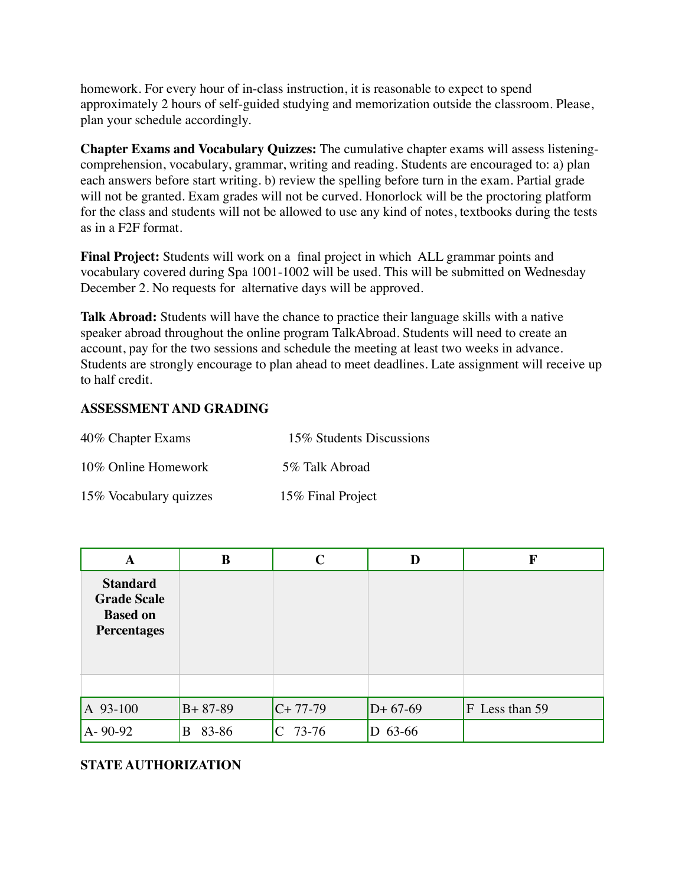homework. For every hour of in-class instruction, it is reasonable to expect to spend approximately 2 hours of self-guided studying and memorization outside the classroom. Please, plan your schedule accordingly.

**Chapter Exams and Vocabulary Quizzes:** The cumulative chapter exams will assess listening-comprehension, vocabulary, grammar, writing and reading. Students are encouraged to: a) plan each answers before start writing. b) review the spelling before turn in the exam. Partial grade will not be granted. Exam grades will not be curved. Honorlock will be the proctoring platform for the class and students will not be allowed to use any kind of notes, textbooks during the tests as in a F2F format.

**Final Project:** Students will work on a final project in which ALL grammar points and vocabulary covered during Spa 1001-1002 will be used. This will be submitted on Wednesday December 2. No requests for alternative days will be approved.

**Talk Abroad:** Students will have the chance to practice their language skills with a native speaker abroad throughout the online program TalkAbroad. Students will need to create an account, pay for the two sessions and schedule the meeting at least two weeks in advance. Students are strongly encourage to plan ahead to meet deadlines. Late assignment will receive up to half credit.

## ASSESSMENT AND GRADING

40% Chapter Exams — 15% Students Discussions

10% Online Homework — 5% Talk Abroad

15% Vocabulary quizzes — 15% Final Project

| A | B | C | D | F |
|---|---|---|---|---|
| **Standard Grade Scale Based on Percentages** | | | | |
| | | | | |
| A 93-100 | B+ 87-89 | C+ 77-79 | D+ 67-69 | F Less than 59 |
| A- 90-92 | B 83-86 | C 73-76 | D 63-66 | |

## STATE AUTHORIZATION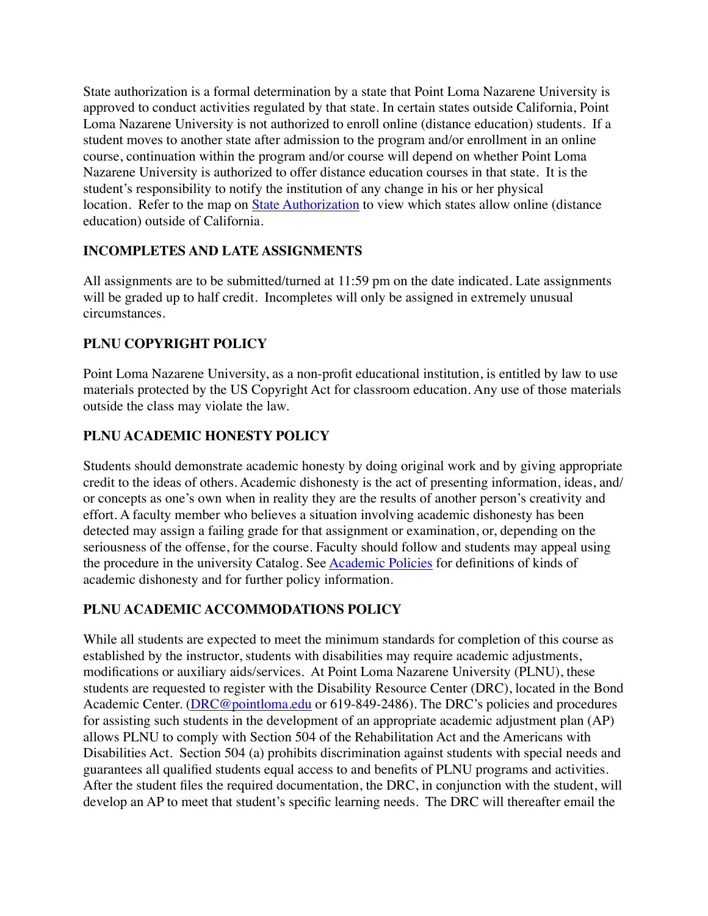State authorization is a formal determination by a state that Point Loma Nazarene University is approved to conduct activities regulated by that state. In certain states outside California, Point Loma Nazarene University is not authorized to enroll online (distance education) students. If a student moves to another state after admission to the program and/or enrollment in an online course, continuation within the program and/or course will depend on whether Point Loma Nazarene University is authorized to offer distance education courses in that state. It is the student's responsibility to notify the institution of any change in his or her physical location. Refer to the map on [State Authorization] to view which states allow online (distance education) outside of California.

**INCOMPLETES AND LATE ASSIGNMENTS**

All assignments are to be submitted/turned at 11:59 pm on the date indicated. Late assignments will be graded up to half credit. Incompletes will only be assigned in extremely unusual circumstances.

**PLNU COPYRIGHT POLICY**

Point Loma Nazarene University, as a non-profit educational institution, is entitled by law to use materials protected by the US Copyright Act for classroom education. Any use of those materials outside the class may violate the law.

**PLNU ACADEMIC HONESTY POLICY**

Students should demonstrate academic honesty by doing original work and by giving appropriate credit to the ideas of others. Academic dishonesty is the act of presenting information, ideas, and/or concepts as one's own when in reality they are the results of another person's creativity and effort. A faculty member who believes a situation involving academic dishonesty has been detected may assign a failing grade for that assignment or examination, or, depending on the seriousness of the offense, for the course. Faculty should follow and students may appeal using the procedure in the university Catalog. See [Academic Policies] for definitions of kinds of academic dishonesty and for further policy information.

**PLNU ACADEMIC ACCOMMODATIONS POLICY**

While all students are expected to meet the minimum standards for completion of this course as established by the instructor, students with disabilities may require academic adjustments, modifications or auxiliary aids/services. At Point Loma Nazarene University (PLNU), these students are requested to register with the Disability Resource Center (DRC), located in the Bond Academic Center. (DRC@pointloma.edu or 619-849-2486). The DRC's policies and procedures for assisting such students in the development of an appropriate academic adjustment plan (AP) allows PLNU to comply with Section 504 of the Rehabilitation Act and the Americans with Disabilities Act. Section 504 (a) prohibits discrimination against students with special needs and guarantees all qualified students equal access to and benefits of PLNU programs and activities. After the student files the required documentation, the DRC, in conjunction with the student, will develop an AP to meet that student's specific learning needs. The DRC will thereafter email the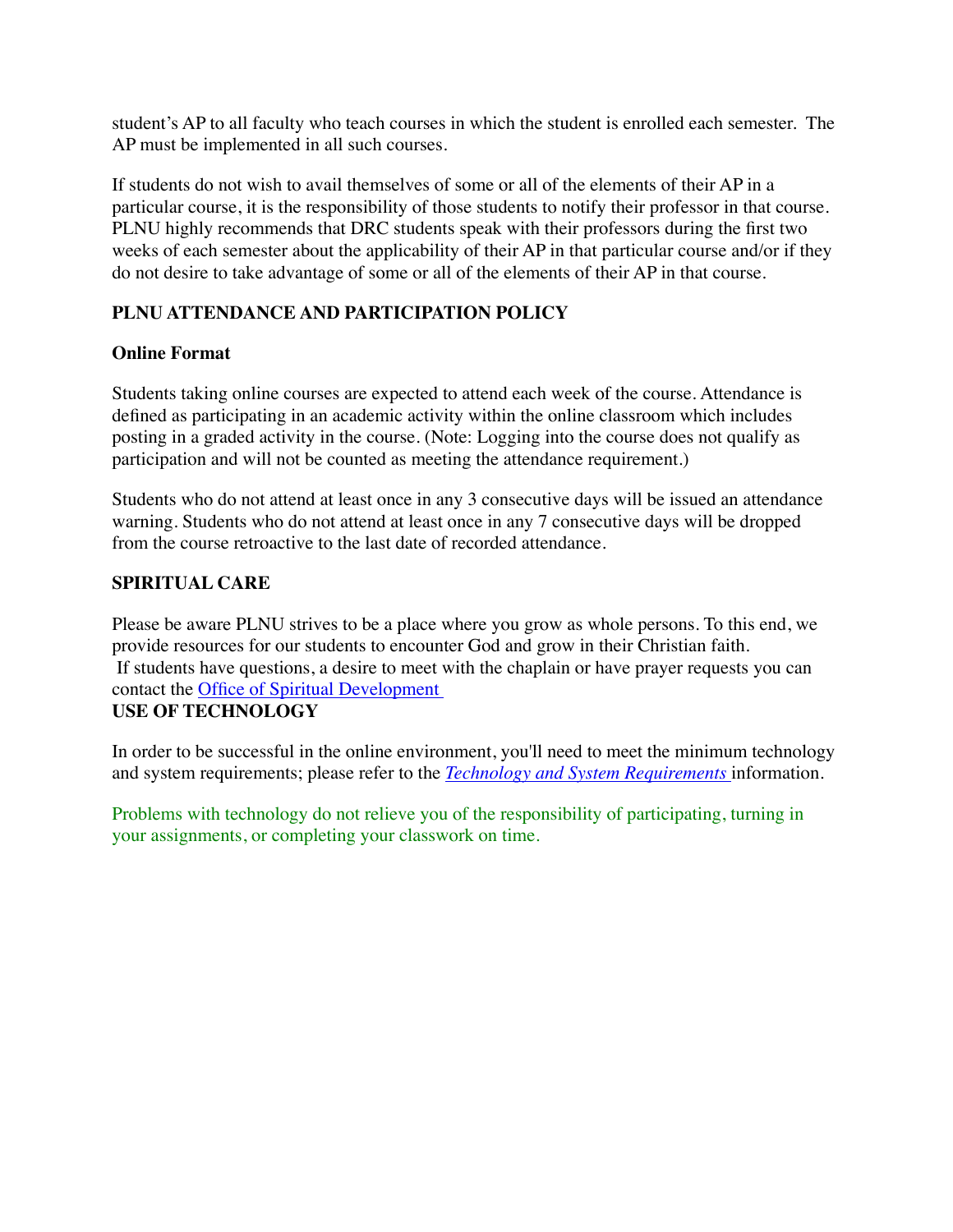student's AP to all faculty who teach courses in which the student is enrolled each semester. The AP must be implemented in all such courses.

If students do not wish to avail themselves of some or all of the elements of their AP in a particular course, it is the responsibility of those students to notify their professor in that course. PLNU highly recommends that DRC students speak with their professors during the first two weeks of each semester about the applicability of their AP in that particular course and/or if they do not desire to take advantage of some or all of the elements of their AP in that course.

**PLNU ATTENDANCE AND PARTICIPATION POLICY**

**Online Format**

Students taking online courses are expected to attend each week of the course. Attendance is defined as participating in an academic activity within the online classroom which includes posting in a graded activity in the course. (Note: Logging into the course does not qualify as participation and will not be counted as meeting the attendance requirement.)

Students who do not attend at least once in any 3 consecutive days will be issued an attendance warning. Students who do not attend at least once in any 7 consecutive days will be dropped from the course retroactive to the last date of recorded attendance.

**SPIRITUAL CARE**

Please be aware PLNU strives to be a place where you grow as whole persons. To this end, we provide resources for our students to encounter God and grow in their Christian faith.
If students have questions, a desire to meet with the chaplain or have prayer requests you can contact the Office of Spiritual Development

**USE OF TECHNOLOGY**

In order to be successful in the online environment, you'll need to meet the minimum technology and system requirements; please refer to the *Technology and System Requirements* information.

Problems with technology do not relieve you of the responsibility of participating, turning in your assignments, or completing your classwork on time.